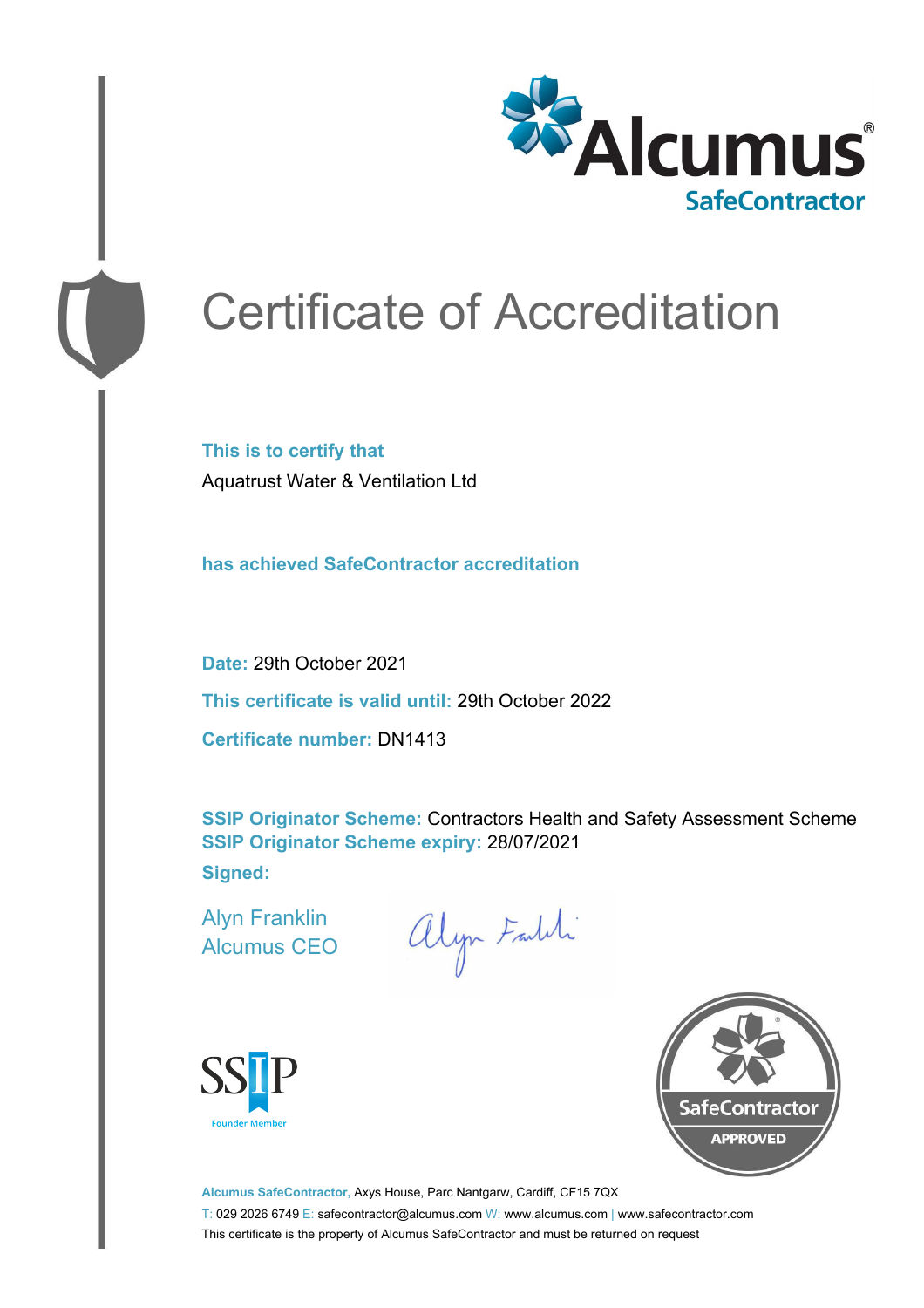# Certificate of Accreditation

**This is to certify that**

Aquatrust Water & Ventilation Ltd

**has achieved SafeContractor accreditation**

**Date:** 29th October 2021

**This certificate is valid until:** 29th October 2022

**Certificate number:** DN1413

**SSIP Originator Scheme:** Contractors Health and Safety Assessment Scheme
**SSIP Originator Scheme expiry:** 28/07/2021

**Signed:**

Alyn Franklin
Alcumus CEO

SSIP Founder Member

SafeContractor APPROVED

**Alcumus SafeContractor,** Axys House, Parc Nantgarw, Cardiff, CF15 7QX

T: 029 2026 6749 E: safecontractor@alcumus.com W: www.alcumus.com | www.safecontractor.com

This certificate is the property of Alcumus SafeContractor and must be returned on request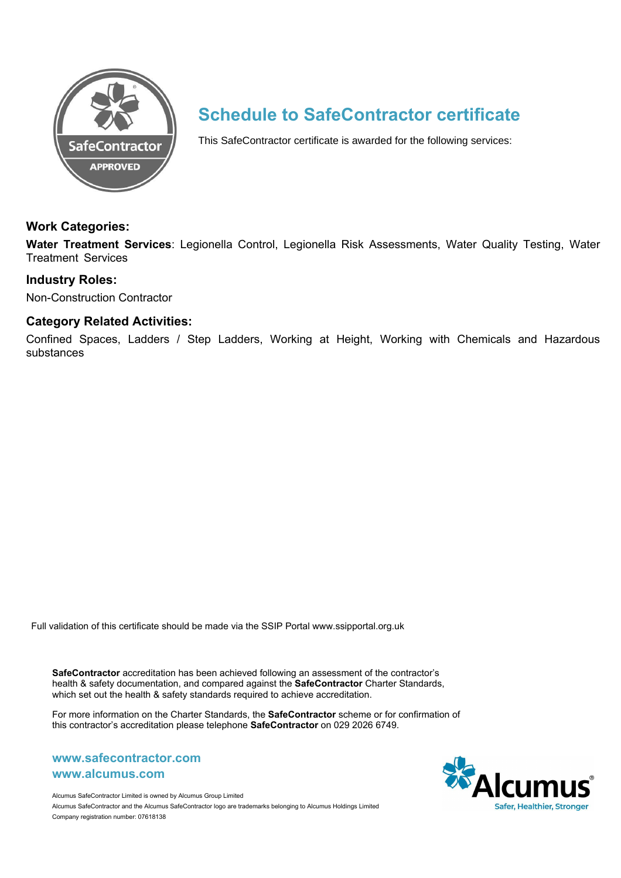SafeContractor APPROVED

# Schedule to SafeContractor certificate

This SafeContractor certificate is awarded for the following services:

## Work Categories:

**Water Treatment Services**: Legionella Control, Legionella Risk Assessments, Water Quality Testing, Water Treatment Services

## Industry Roles:

Non-Construction Contractor

## Category Related Activities:

Confined Spaces, Ladders / Step Ladders, Working at Height, Working with Chemicals and Hazardous substances

Full validation of this certificate should be made via the SSIP Portal www.ssipportal.org.uk

**SafeContractor** accreditation has been achieved following an assessment of the contractor's health & safety documentation, and compared against the **SafeContractor** Charter Standards, which set out the health & safety standards required to achieve accreditation.

For more information on the Charter Standards, the **SafeContractor** scheme or for confirmation of this contractor's accreditation please telephone **SafeContractor** on 029 2026 6749.

**www.safecontractor.com**
**www.alcumus.com**

Alcumus SafeContractor Limited is owned by Alcumus Group Limited
Alcumus SafeContractor and the Alcumus SafeContractor logo are trademarks belonging to Alcumus Holdings Limited
Company registration number: 07618138

Alcumus®
Safer, Healthier, Stronger